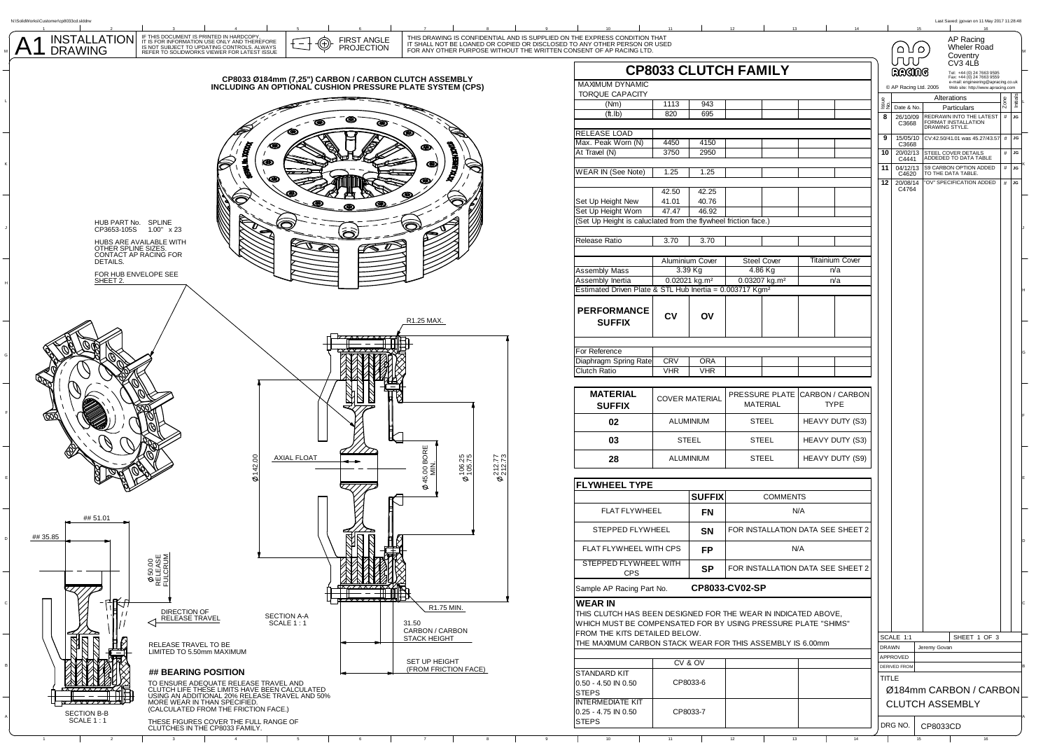# A1 INSTALLATION DRAWING

IF THIS DOCUMENT IS PRINTED IN HARDCOPY, IT IS FOR INFORMATION USE ONLY AND THEREFORE IS NOT SUBJECT TO UPDATING CONTROLS. ALWAYS REFER TO SOLIDWORKS VIEWER FOR LATEST ISSUE

FIRST ANGLE PROJECTION

THIS DRAWING IS CONFIDENTIAL AND IS SUPPLIED ON THE EXPRESS CONDITION THAT IT SHALL NOT BE LOANED OR COPIED OR DISCLOSED TO ANY OTHER PERSON OR USED FOR ANY OTHER PURPOSE WITHOUT THE WRITTEN CONSENT OF AP RACING LTD.

## CP8033 Ø184mm (7,25") CARBON / CARBON CLUTCH ASSEMBLY INCLUDING AN OPTIONAL CUSHION PRESSURE PLATE SYSTEM (CPS)

HUB PART No. CP3653-105S SPLINE 1.00" x 23

HUBS ARE AVAILABLE WITH OTHER SPLINE SIZES. CONTACT AP RACING FOR DETAILS.

FOR HUB ENVELOPE SEE SHEET 2.

R1.25 MAX.

AXIAL FLOAT

Ø142.00

Ø45.00 BORE MIN.

Ø106.25 / 105.75

Ø212.77 / 212.73

R1.75 MIN.

SECTION A-A SCALE 1 : 1

31.50 CARBON / CARBON STACK HEIGHT

SET UP HEIGHT (FROM FRICTION FACE)

## 51.01

## 35.85

Ø50.00 RELEASE FULCRUM

DIRECTION OF RELEASE TRAVEL

RELEASE TRAVEL TO BE LIMITED TO 5.50mm MAXIMUM

SECTION B-B SCALE 1 : 1

### ## BEARING POSITION

TO ENSURE ADEQUATE RELEASE TRAVEL AND CLUTCH LIFE THESE LIMITS HAVE BEEN CALCULATED USING AN ADDITIONAL 20% RELEASE TRAVEL AND 50% MORE WEAR IN THAN SPECIFIED. (CALCULATED FROM THE FRICTION FACE.)

THESE FIGURES COVER THE FULL RANGE OF CLUTCHES IN THE CP8033 FAMILY.

## CP8033 CLUTCH FAMILY

| MAXIMUM DYNAMIC TORQUE CAPACITY | | | | | | |
|---|---|---|---|---|---|---|
| (Nm) | 1113 | 943 | | | | |
| (ft.lb) | 820 | 695 | | | | |
| RELEASE LOAD | | | | | | |
| Max. Peak Worn (N) | 4450 | 4150 | | | | |
| At Travel (N) | 3750 | 2950 | | | | |
| WEAR IN (See Note) | 1.25 | 1.25 | | | | |
| | 42.50 | 42.25 | | | | |
| Set Up Height New | 41.01 | 40.76 | | | | |
| Set Up Height Worn | 47.47 | 46.92 | | | | |
| (Set Up Height is caluclated from the flywheel friction face.) | | | | | | |
| Release Ratio | 3.70 | 3.70 | | | | |

| | Aluminium Cover | Steel Cover | Titainium Cover |
|---|---|---|---|
| Assembly Mass | 3.39 Kg | 4.86 Kg | n/a |
| Assembly Inertia | 0.02021 kg.m² | 0.03207 kg.m² | n/a |
| Estimated Driven Plate & STL Hub Inertia = 0.003717 Kgm² | | | |

| PERFORMANCE SUFFIX | CV | OV | | | | |
|---|---|---|---|---|---|---|
| For Reference | | | | | | |
| Diaphragm Spring Rate | CRV | ORA | | | | |
| Clutch Ratio | VHR | VHR | | | | |

| MATERIAL SUFFIX | COVER MATERIAL | PRESSURE PLATE MATERIAL | CARBON / CARBON TYPE |
|---|---|---|---|
| 02 | ALUMINIUM | STEEL | HEAVY DUTY (S3) |
| 03 | STEEL | STEEL | HEAVY DUTY (S3) |
| 28 | ALUMINIUM | STEEL | HEAVY DUTY (S9) |

| FLYWHEEL TYPE | SUFFIX | COMMENTS |
|---|---|---|
| FLAT FLYWHEEL | FN | N/A |
| STEPPED FLYWHEEL | SN | FOR INSTALLATION DATA SEE SHEET 2 |
| FLAT FLYWHEEL WITH CPS | FP | N/A |
| STEPPED FLYWHEEL WITH CPS | SP | FOR INSTALLATION DATA SEE SHEET 2 |

Sample AP Racing Part No. **CP8033-CV02-SP**

### WEAR IN

THIS CLUTCH HAS BEEN DESIGNED FOR THE WEAR IN INDICATED ABOVE, WHICH MUST BE COMPENSATED FOR BY USING PRESSURE PLATE "SHIMS" FROM THE KITS DETAILED BELOW.

THE MAXIMUM CARBON STACK WEAR FOR THIS ASSEMBLY IS 6.00mm

| | CV & OV | | |
|---|---|---|---|
| STANDARD KIT 0.50 - 4.50 IN 0.50 STEPS | CP8033-6 | | |
| INTERMEDIATE KIT 0.25 - 4.75 IN 0.50 STEPS | CP8033-7 | | |

AP Racing
Wheler Road
Coventry
CV3 4LB
Tel: +44 (0) 24 7663 9595
Fax: +44 (0) 24 7663 9559
e-mail: engineering@apracing.co.uk
Web site: http://www.apracing.com

© AP Racing Ltd. 2005

| Issue No. | Date & No. | Alterations Particulars | Zone | Initials |
|---|---|---|---|---|
| 8 | 26/10/09 C3668 | REDRAWN INTO THE LATEST FORMAT INSTALLATION DRAWING STYLE. | # | JG |
| 9 | 15/05/10 C3668 | CV:42.50/41.01 was 45.27/43.57 | # | JG |
| 10 | 20/02/13 C4441 | STEEL COVER DETAILS ADDEDED TO DATA TABLE | # | JG |
| 11 | 04/12/13 C4620 | S9 CARBON OPTION ADDED TO THE DATA TABLE. | # | JG |
| 12 | 20/08/14 C4764 | "OV" SPECIFICATION ADDED | # | JG |

SCALE 1:1 — SHEET 1 OF 3

DRAWN: Jeremy Govan

APPROVED

DERIVED FROM

TITLE: Ø184mm CARBON / CARBON CLUTCH ASSEMBLY

DRG NO. CP8033CD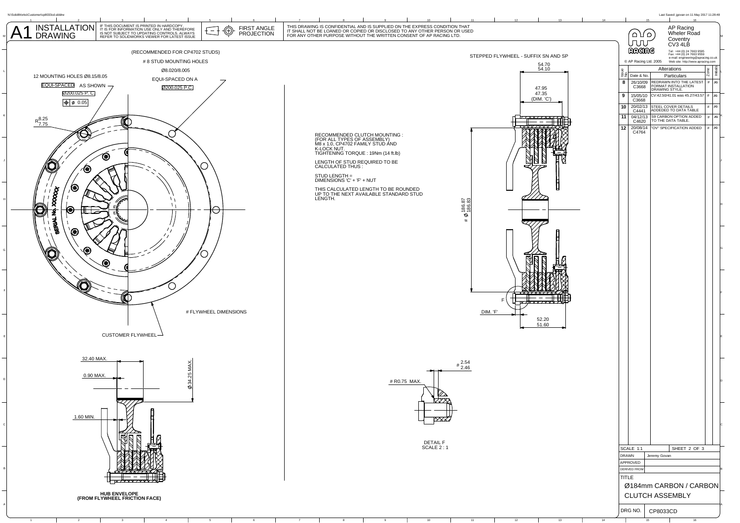# A1 INSTALLATION DRAWING

IF THIS DOCUMENT IS PRINTED IN HARDCOPY, IT IS FOR INFORMATION USE ONLY AND THEREFORE IS NOT SUBJECT TO UPDATING CONTROLS. ALWAYS REFER TO SOLIDWORKS VIEWER FOR LATEST ISSUE

FIRST ANGLE PROJECTION

THIS DRAWING IS CONFIDENTIAL AND IS SUPPLIED ON THE EXPRESS CONDITION THAT IT SHALL NOT BE LOANED OR COPIED OR DISCLOSED TO ANY OTHER PERSON OR USED FOR ANY OTHER PURPOSE WITHOUT THE WRITTEN CONSENT OF AP RACING LTD.

AP Racing
Wheler Road
Coventry
CV3 4LB

Tel: +44 (0) 24 7663 9595
Fax: +44 (0) 24 7663 9559
e-mail: engineering@apracing.co.uk
Web site: http://www.apracing.com

© AP Racing Ltd. 2005

| Issue No. | Date & No. | Particulars | Zone | Initials |
|---|---|---|---|---|
| 8 | 26/10/09 C3668 | REDRAWN INTO THE LATEST FORMAT INSTALLATION DRAWING STYLE. | # | JG |
| 9 | 15/05/10 C3668 | CV:42.50/41.01 was 45.27/43.57 | # | JG |
| 10 | 20/02/13 C4441 | STEEL COVER DETAILS ADDEDED TO DATA TABLE | # | JG |
| 11 | 04/12/13 C4620 | S9 CARBON OPTION ADDED TO THE DATA TABLE. | # | JG |
| 12 | 20/08/14 C4764 | "OV" SPECIFICATION ADDED | # | JG |

(RECOMMENDED FOR CP4702 STUDS)

# 8 STUD MOUNTING HOLES

Ø8.020/8.005

EQUI-SPACED ON A

Ø200.025 P.C.

12 MOUNTING HOLES Ø8.15/8.05

EQUI-SPACED AS SHOWN

Ø200.025 P. C.

⊕ ϕ 0.05

R 8.25 / 7.75

SERIAL No. XXXXXX

# FLYWHEEL DIMENSIONS

CUSTOMER FLYWHEEL

RECOMMENDED CLUTCH MOUNTING :
(FOR ALL TYPES OF ASSEMBLY)
M8 x 1.0, CP4702 FAMILY STUD AND K-LOCK NUT.
TIGHTENING TORQUE : 19Nm (14 ft.lb)

LENGTH OF STUD REQUIRED TO BE CALCULATED THUS :

STUD LENGTH =
DIMENSIONS 'C' + 'F' + NUT

THIS CALCULATED LENGTH TO BE ROUNDED UP TO THE NEXT AVAILABLE STANDARD STUD LENGTH.

STEPPED FLYWHEEL - SUFFIX SN AND SP

54.70 / 54.10

47.95 / 47.35 (DIM. 'C')

# Ø 186.87 / 186.83

F

DIM. 'F'

52.20 / 51.60

32.40 MAX.

0.90 MAX.

Ø 34.25 MAX.

1.60 MIN.

HUB ENVELOPE
(FROM FLYWHEEL FRICTION FACE)

# 2.54 / 2.46

# R0.75 MAX.

DETAIL F
SCALE 2 : 1

SCALE 1:1 SHEET 2 OF 3

DRAWN Jeremy Govan

APPROVED

DERIVED FROM

TITLE

Ø184mm CARBON / CARBON CLUTCH ASSEMBLY

DRG NO. CP8033CD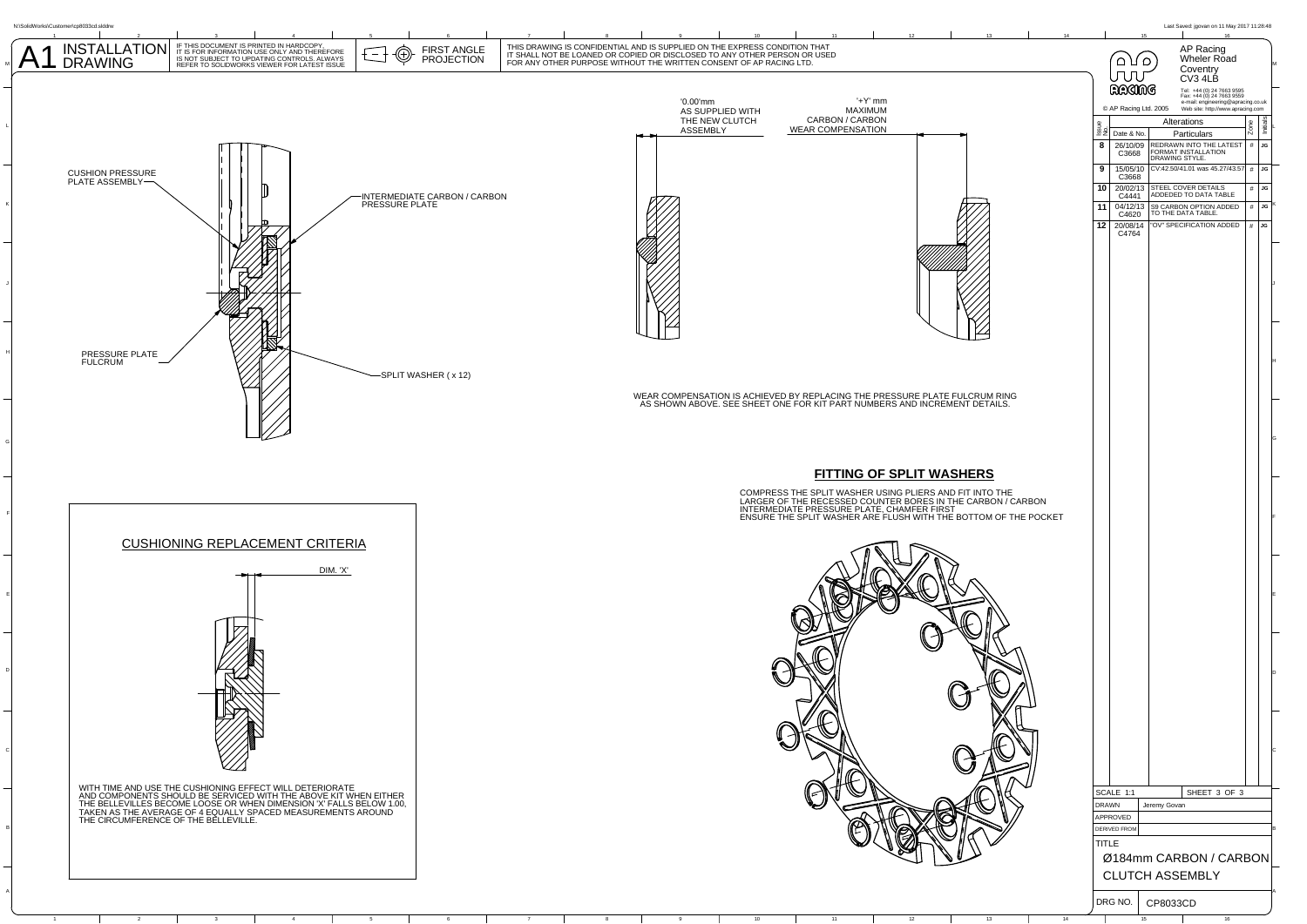# A1 INSTALLATION DRAWING

IF THIS DOCUMENT IS PRINTED IN HARDCOPY, IT IS FOR INFORMATION USE ONLY AND THEREFORE IS NOT SUBJECT TO UPDATING CONTROLS. ALWAYS REFER TO SOLIDWORKS VIEWER FOR LATEST ISSUE

FIRST ANGLE PROJECTION

THIS DRAWING IS CONFIDENTIAL AND IS SUPPLIED ON THE EXPRESS CONDITION THAT IT SHALL NOT BE LOANED OR COPIED OR DISCLOSED TO ANY OTHER PERSON OR USED FOR ANY OTHER PURPOSE WITHOUT THE WRITTEN CONSENT OF AP RACING LTD.

AP Racing
Wheler Road
Coventry
CV3 4LB

Tel: +44 (0) 24 7663 9595
Fax: +44 (0) 24 7663 9559
e-mail: engineering@apracing.co.uk
Web site: http://www.apracing.com

© AP Racing Ltd. 2005

| Issue No. | Date & No. | Alterations – Particulars | Zone | Initials |
|---|---|---|---|---|
| 8 | 26/10/09 C3668 | REDRAWN INTO THE LATEST FORMAT INSTALLATION DRAWING STYLE. | # | JG |
| 9 | 15/05/10 C3668 | CV:42.50/41.01 was 45.27/43.57 | # | JG |
| 10 | 20/02/13 C4441 | STEEL COVER DETAILS ADDEDED TO DATA TABLE | # | JG |
| 11 | 04/12/13 C4620 | S9 CARBON OPTION ADDED TO THE DATA TABLE. | # | JG |
| 12 | 20/08/14 C4764 | "OV" SPECIFICATION ADDED | # | JG |

CUSHION PRESSURE PLATE ASSEMBLY

INTERMEDIATE CARBON / CARBON PRESSURE PLATE

PRESSURE PLATE FULCRUM

SPLIT WASHER ( x 12)

'0.00'mm AS SUPPLIED WITH THE NEW CLUTCH ASSEMBLY

'+Y' mm MAXIMUM CARBON / CARBON WEAR COMPENSATION

WEAR COMPENSATION IS ACHIEVED BY REPLACING THE PRESSURE PLATE FULCRUM RING AS SHOWN ABOVE. SEE SHEET ONE FOR KIT PART NUMBERS AND INCREMENT DETAILS.

## FITTING OF SPLIT WASHERS

COMPRESS THE SPLIT WASHER USING PLIERS AND FIT INTO THE LARGER OF THE RECESSED COUNTER BORES IN THE CARBON / CARBON INTERMEDIATE PRESSURE PLATE. CHAMFER FIRST
ENSURE THE SPLIT WASHER ARE FLUSH WITH THE BOTTOM OF THE POCKET

## CUSHIONING REPLACEMENT CRITERIA

DIM. 'X'

WITH TIME AND USE THE CUSHIONING EFFECT WILL DETERIORATE AND COMPONENTS SHOULD BE SERVICED WITH THE ABOVE KIT WHEN EITHER THE BELLEVILLES BECOME LOOSE OR WHEN DIMENSION 'X' FALLS BELOW 1.00, TAKEN AS THE AVERAGE OF 4 EQUALLY SPACED MEASUREMENTS AROUND THE CIRCUMFERENCE OF THE BELLEVILLE.

| | |
|---|---|
| SCALE 1:1 | SHEET 3 OF 3 |
| DRAWN | Jeremy Govan |
| APPROVED | |
| DERIVED FROM | |
| TITLE | Ø184mm CARBON / CARBON CLUTCH ASSEMBLY |
| DRG NO. | CP8033CD |